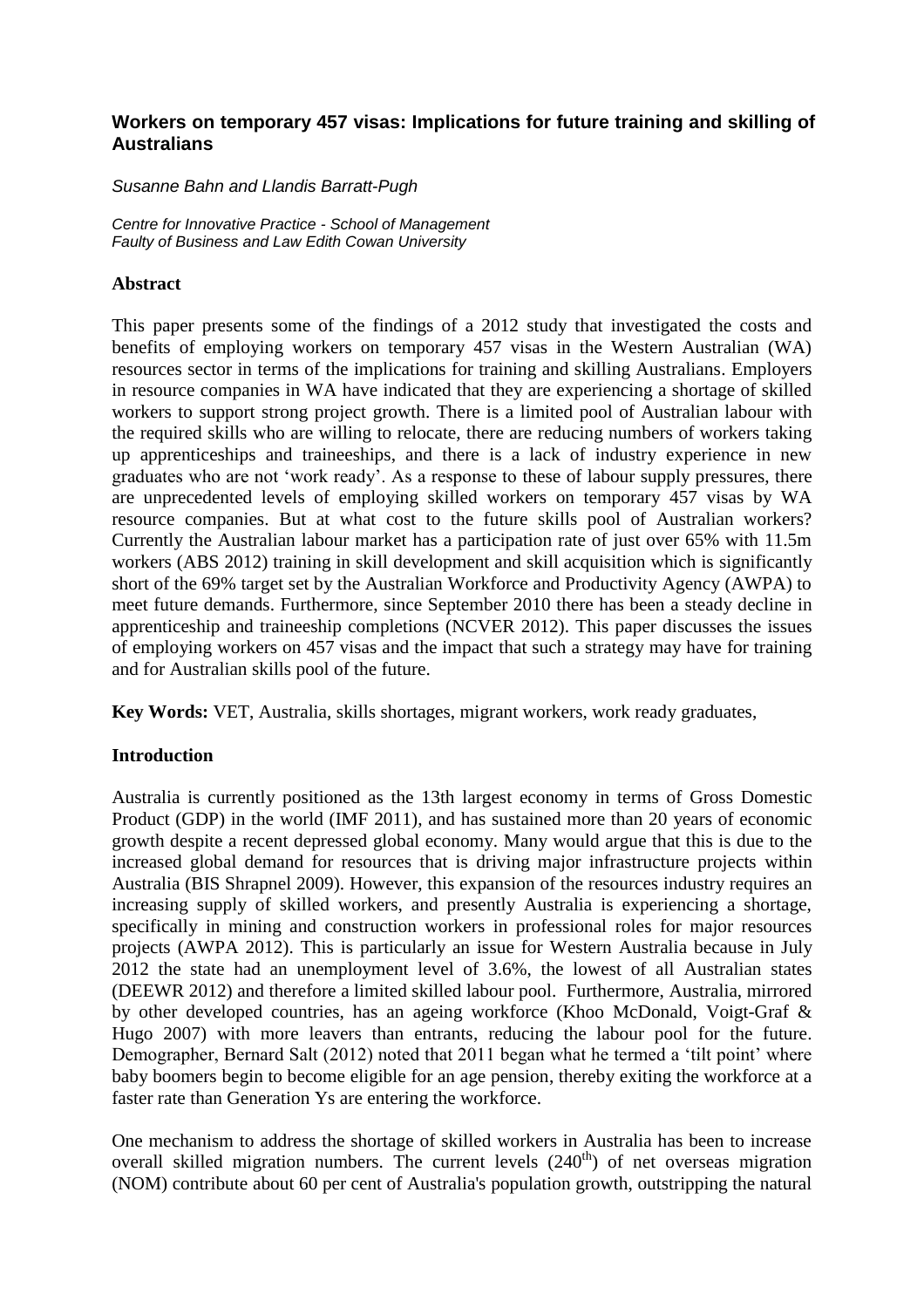## Workers on temporary 457 visas: Implications for future training and skilling of Australians

*Susanne Bahn and Llandis Barratt-Pugh*

*Centre for Innovative Practice - School of Management*
*Faculty of Business and Law Edith Cowan University*

### Abstract

This paper presents some of the findings of a 2012 study that investigated the costs and benefits of employing workers on temporary 457 visas in the Western Australian (WA) resources sector in terms of the implications for training and skilling Australians. Employers in resource companies in WA have indicated that they are experiencing a shortage of skilled workers to support strong project growth. There is a limited pool of Australian labour with the required skills who are willing to relocate, there are reducing numbers of workers taking up apprenticeships and traineeships, and there is a lack of industry experience in new graduates who are not 'work ready'. As a response to these of labour supply pressures, there are unprecedented levels of employing skilled workers on temporary 457 visas by WA resource companies. But at what cost to the future skills pool of Australian workers? Currently the Australian labour market has a participation rate of just over 65% with 11.5m workers (ABS 2012) training in skill development and skill acquisition which is significantly short of the 69% target set by the Australian Workforce and Productivity Agency (AWPA) to meet future demands. Furthermore, since September 2010 there has been a steady decline in apprenticeship and traineeship completions (NCVER 2012). This paper discusses the issues of employing workers on 457 visas and the impact that such a strategy may have for training and for Australian skills pool of the future.

**Key Words:** VET, Australia, skills shortages, migrant workers, work ready graduates,

### Introduction

Australia is currently positioned as the 13th largest economy in terms of Gross Domestic Product (GDP) in the world (IMF 2011), and has sustained more than 20 years of economic growth despite a recent depressed global economy. Many would argue that this is due to the increased global demand for resources that is driving major infrastructure projects within Australia (BIS Shrapnel 2009). However, this expansion of the resources industry requires an increasing supply of skilled workers, and presently Australia is experiencing a shortage, specifically in mining and construction workers in professional roles for major resources projects (AWPA 2012). This is particularly an issue for Western Australia because in July 2012 the state had an unemployment level of 3.6%, the lowest of all Australian states (DEEWR 2012) and therefore a limited skilled labour pool. Furthermore, Australia, mirrored by other developed countries, has an ageing workforce (Khoo McDonald, Voigt-Graf & Hugo 2007) with more leavers than entrants, reducing the labour pool for the future. Demographer, Bernard Salt (2012) noted that 2011 began what he termed a 'tilt point' where baby boomers begin to become eligible for an age pension, thereby exiting the workforce at a faster rate than Generation Ys are entering the workforce.

One mechanism to address the shortage of skilled workers in Australia has been to increase overall skilled migration numbers. The current levels (240th) of net overseas migration (NOM) contribute about 60 per cent of Australia's population growth, outstripping the natural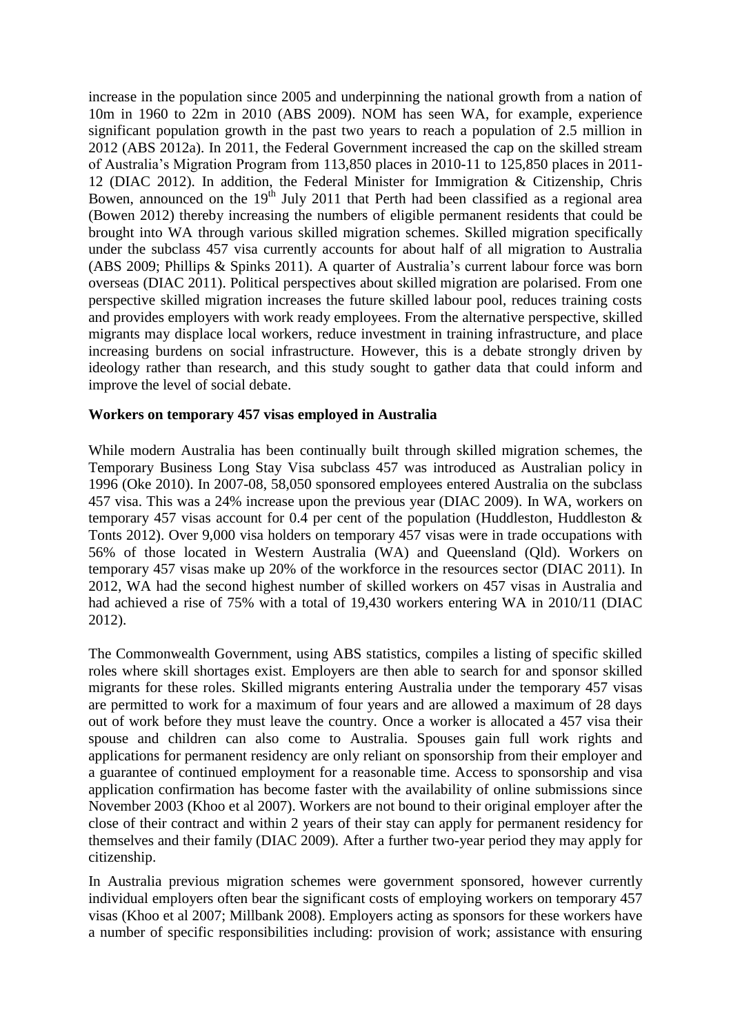increase in the population since 2005 and underpinning the national growth from a nation of 10m in 1960 to 22m in 2010 (ABS 2009). NOM has seen WA, for example, experience significant population growth in the past two years to reach a population of 2.5 million in 2012 (ABS 2012a). In 2011, the Federal Government increased the cap on the skilled stream of Australia's Migration Program from 113,850 places in 2010-11 to 125,850 places in 2011-12 (DIAC 2012). In addition, the Federal Minister for Immigration & Citizenship, Chris Bowen, announced on the 19th July 2011 that Perth had been classified as a regional area (Bowen 2012) thereby increasing the numbers of eligible permanent residents that could be brought into WA through various skilled migration schemes. Skilled migration specifically under the subclass 457 visa currently accounts for about half of all migration to Australia (ABS 2009; Phillips & Spinks 2011). A quarter of Australia's current labour force was born overseas (DIAC 2011). Political perspectives about skilled migration are polarised. From one perspective skilled migration increases the future skilled labour pool, reduces training costs and provides employers with work ready employees. From the alternative perspective, skilled migrants may displace local workers, reduce investment in training infrastructure, and place increasing burdens on social infrastructure. However, this is a debate strongly driven by ideology rather than research, and this study sought to gather data that could inform and improve the level of social debate.

**Workers on temporary 457 visas employed in Australia**

While modern Australia has been continually built through skilled migration schemes, the Temporary Business Long Stay Visa subclass 457 was introduced as Australian policy in 1996 (Oke 2010). In 2007-08, 58,050 sponsored employees entered Australia on the subclass 457 visa. This was a 24% increase upon the previous year (DIAC 2009). In WA, workers on temporary 457 visas account for 0.4 per cent of the population (Huddleston, Huddleston & Tonts 2012). Over 9,000 visa holders on temporary 457 visas were in trade occupations with 56% of those located in Western Australia (WA) and Queensland (Qld). Workers on temporary 457 visas make up 20% of the workforce in the resources sector (DIAC 2011). In 2012, WA had the second highest number of skilled workers on 457 visas in Australia and had achieved a rise of 75% with a total of 19,430 workers entering WA in 2010/11 (DIAC 2012).

The Commonwealth Government, using ABS statistics, compiles a listing of specific skilled roles where skill shortages exist. Employers are then able to search for and sponsor skilled migrants for these roles. Skilled migrants entering Australia under the temporary 457 visas are permitted to work for a maximum of four years and are allowed a maximum of 28 days out of work before they must leave the country. Once a worker is allocated a 457 visa their spouse and children can also come to Australia. Spouses gain full work rights and applications for permanent residency are only reliant on sponsorship from their employer and a guarantee of continued employment for a reasonable time. Access to sponsorship and visa application confirmation has become faster with the availability of online submissions since November 2003 (Khoo et al 2007). Workers are not bound to their original employer after the close of their contract and within 2 years of their stay can apply for permanent residency for themselves and their family (DIAC 2009). After a further two-year period they may apply for citizenship.

In Australia previous migration schemes were government sponsored, however currently individual employers often bear the significant costs of employing workers on temporary 457 visas (Khoo et al 2007; Millbank 2008). Employers acting as sponsors for these workers have a number of specific responsibilities including: provision of work; assistance with ensuring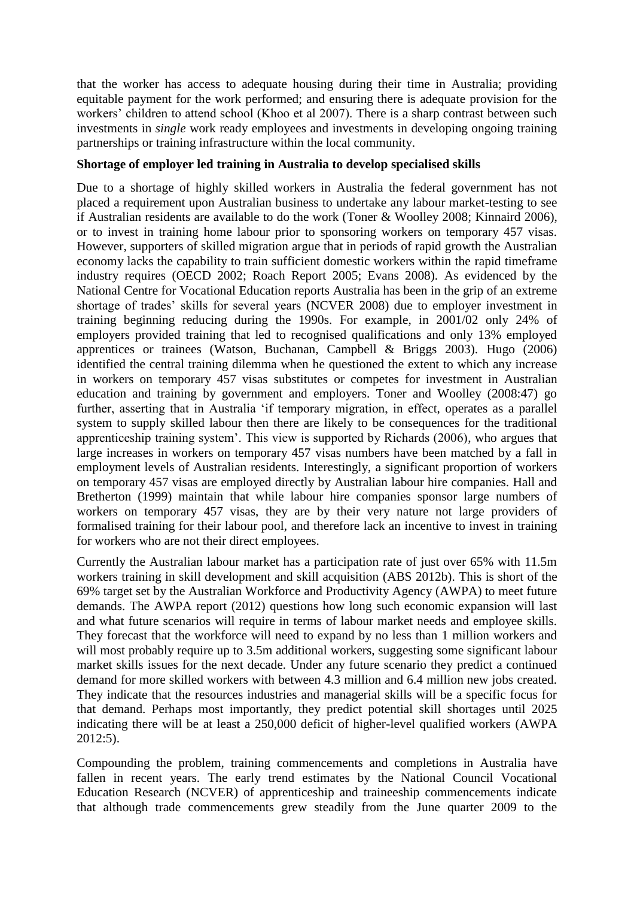that the worker has access to adequate housing during their time in Australia; providing equitable payment for the work performed; and ensuring there is adequate provision for the workers' children to attend school (Khoo et al 2007). There is a sharp contrast between such investments in *single* work ready employees and investments in developing ongoing training partnerships or training infrastructure within the local community.

**Shortage of employer led training in Australia to develop specialised skills**

Due to a shortage of highly skilled workers in Australia the federal government has not placed a requirement upon Australian business to undertake any labour market-testing to see if Australian residents are available to do the work (Toner & Woolley 2008; Kinnaird 2006), or to invest in training home labour prior to sponsoring workers on temporary 457 visas. However, supporters of skilled migration argue that in periods of rapid growth the Australian economy lacks the capability to train sufficient domestic workers within the rapid timeframe industry requires (OECD 2002; Roach Report 2005; Evans 2008). As evidenced by the National Centre for Vocational Education reports Australia has been in the grip of an extreme shortage of trades' skills for several years (NCVER 2008) due to employer investment in training beginning reducing during the 1990s. For example, in 2001/02 only 24% of employers provided training that led to recognised qualifications and only 13% employed apprentices or trainees (Watson, Buchanan, Campbell & Briggs 2003). Hugo (2006) identified the central training dilemma when he questioned the extent to which any increase in workers on temporary 457 visas substitutes or competes for investment in Australian education and training by government and employers. Toner and Woolley (2008:47) go further, asserting that in Australia 'if temporary migration, in effect, operates as a parallel system to supply skilled labour then there are likely to be consequences for the traditional apprenticeship training system'. This view is supported by Richards (2006), who argues that large increases in workers on temporary 457 visas numbers have been matched by a fall in employment levels of Australian residents. Interestingly, a significant proportion of workers on temporary 457 visas are employed directly by Australian labour hire companies. Hall and Bretherton (1999) maintain that while labour hire companies sponsor large numbers of workers on temporary 457 visas, they are by their very nature not large providers of formalised training for their labour pool, and therefore lack an incentive to invest in training for workers who are not their direct employees.

Currently the Australian labour market has a participation rate of just over 65% with 11.5m workers training in skill development and skill acquisition (ABS 2012b). This is short of the 69% target set by the Australian Workforce and Productivity Agency (AWPA) to meet future demands. The AWPA report (2012) questions how long such economic expansion will last and what future scenarios will require in terms of labour market needs and employee skills. They forecast that the workforce will need to expand by no less than 1 million workers and will most probably require up to 3.5m additional workers, suggesting some significant labour market skills issues for the next decade. Under any future scenario they predict a continued demand for more skilled workers with between 4.3 million and 6.4 million new jobs created. They indicate that the resources industries and managerial skills will be a specific focus for that demand. Perhaps most importantly, they predict potential skill shortages until 2025 indicating there will be at least a 250,000 deficit of higher-level qualified workers (AWPA 2012:5).

Compounding the problem, training commencements and completions in Australia have fallen in recent years. The early trend estimates by the National Council Vocational Education Research (NCVER) of apprenticeship and traineeship commencements indicate that although trade commencements grew steadily from the June quarter 2009 to the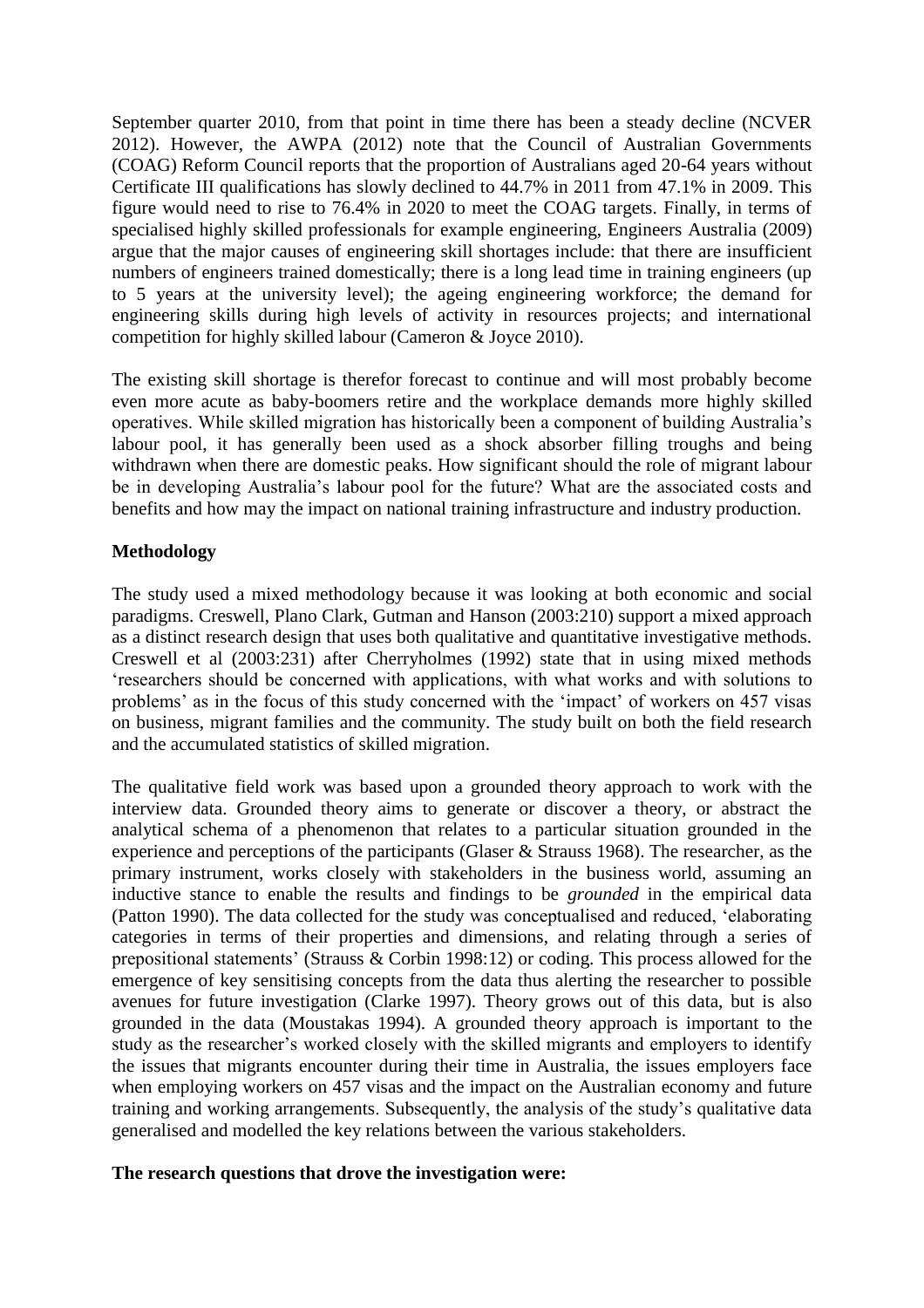September quarter 2010, from that point in time there has been a steady decline (NCVER 2012). However, the AWPA (2012) note that the Council of Australian Governments (COAG) Reform Council reports that the proportion of Australians aged 20-64 years without Certificate III qualifications has slowly declined to 44.7% in 2011 from 47.1% in 2009. This figure would need to rise to 76.4% in 2020 to meet the COAG targets. Finally, in terms of specialised highly skilled professionals for example engineering, Engineers Australia (2009) argue that the major causes of engineering skill shortages include: that there are insufficient numbers of engineers trained domestically; there is a long lead time in training engineers (up to 5 years at the university level); the ageing engineering workforce; the demand for engineering skills during high levels of activity in resources projects; and international competition for highly skilled labour (Cameron & Joyce 2010).

The existing skill shortage is therefor forecast to continue and will most probably become even more acute as baby-boomers retire and the workplace demands more highly skilled operatives. While skilled migration has historically been a component of building Australia's labour pool, it has generally been used as a shock absorber filling troughs and being withdrawn when there are domestic peaks. How significant should the role of migrant labour be in developing Australia's labour pool for the future? What are the associated costs and benefits and how may the impact on national training infrastructure and industry production.

**Methodology**

The study used a mixed methodology because it was looking at both economic and social paradigms. Creswell, Plano Clark, Gutman and Hanson (2003:210) support a mixed approach as a distinct research design that uses both qualitative and quantitative investigative methods. Creswell et al (2003:231) after Cherryholmes (1992) state that in using mixed methods 'researchers should be concerned with applications, with what works and with solutions to problems' as in the focus of this study concerned with the 'impact' of workers on 457 visas on business, migrant families and the community. The study built on both the field research and the accumulated statistics of skilled migration.

The qualitative field work was based upon a grounded theory approach to work with the interview data. Grounded theory aims to generate or discover a theory, or abstract the analytical schema of a phenomenon that relates to a particular situation grounded in the experience and perceptions of the participants (Glaser & Strauss 1968). The researcher, as the primary instrument, works closely with stakeholders in the business world, assuming an inductive stance to enable the results and findings to be *grounded* in the empirical data (Patton 1990). The data collected for the study was conceptualised and reduced, 'elaborating categories in terms of their properties and dimensions, and relating through a series of prepositional statements' (Strauss & Corbin 1998:12) or coding. This process allowed for the emergence of key sensitising concepts from the data thus alerting the researcher to possible avenues for future investigation (Clarke 1997). Theory grows out of this data, but is also grounded in the data (Moustakas 1994). A grounded theory approach is important to the study as the researcher's worked closely with the skilled migrants and employers to identify the issues that migrants encounter during their time in Australia, the issues employers face when employing workers on 457 visas and the impact on the Australian economy and future training and working arrangements. Subsequently, the analysis of the study's qualitative data generalised and modelled the key relations between the various stakeholders.

**The research questions that drove the investigation were:**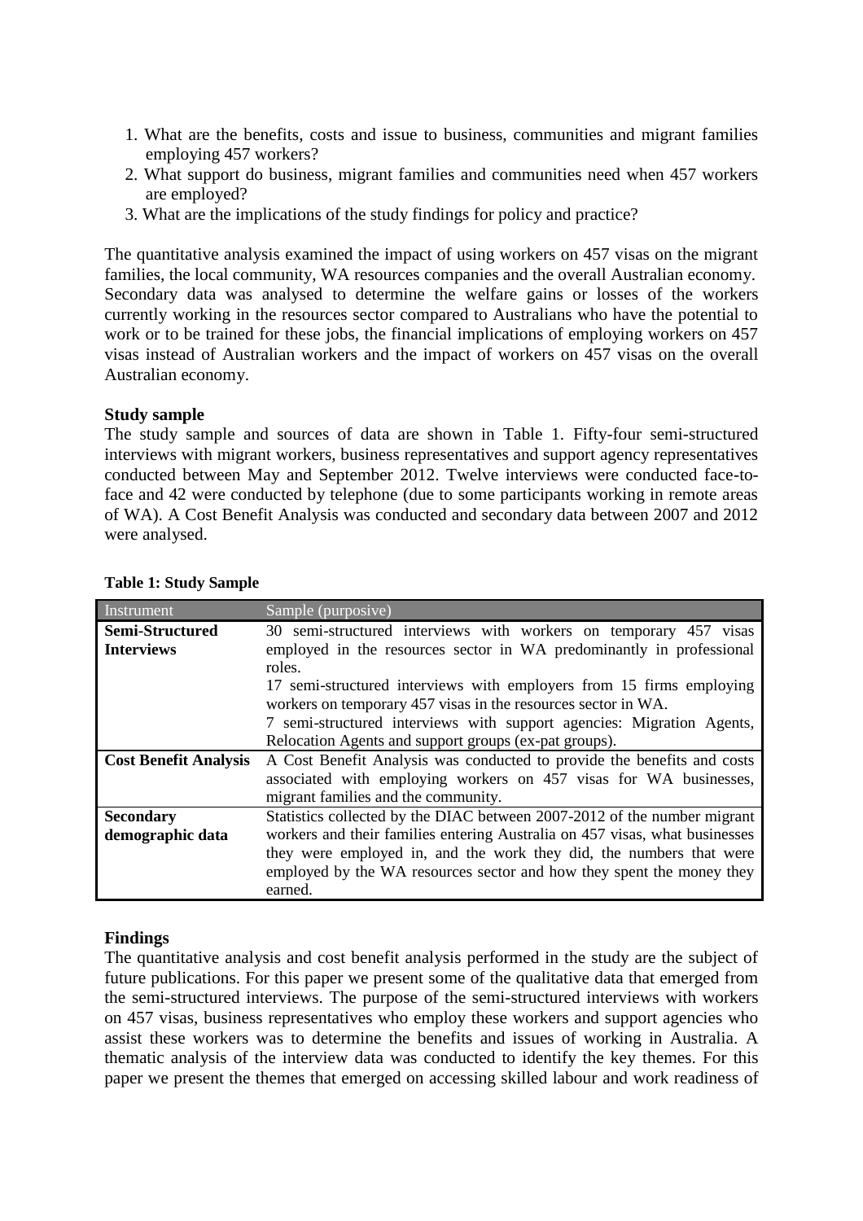1. What are the benefits, costs and issue to business, communities and migrant families employing 457 workers?
2. What support do business, migrant families and communities need when 457 workers are employed?
3. What are the implications of the study findings for policy and practice?

The quantitative analysis examined the impact of using workers on 457 visas on the migrant families, the local community, WA resources companies and the overall Australian economy. Secondary data was analysed to determine the welfare gains or losses of the workers currently working in the resources sector compared to Australians who have the potential to work or to be trained for these jobs, the financial implications of employing workers on 457 visas instead of Australian workers and the impact of workers on 457 visas on the overall Australian economy.

**Study sample**

The study sample and sources of data are shown in Table 1. Fifty-four semi-structured interviews with migrant workers, business representatives and support agency representatives conducted between May and September 2012. Twelve interviews were conducted face-to-face and 42 were conducted by telephone (due to some participants working in remote areas of WA). A Cost Benefit Analysis was conducted and secondary data between 2007 and 2012 were analysed.

**Table 1: Study Sample**

| Instrument | Sample (purposive) |
|---|---|
| **Semi-Structured Interviews** | 30 semi-structured interviews with workers on temporary 457 visas employed in the resources sector in WA predominantly in professional roles.<br>17 semi-structured interviews with employers from 15 firms employing workers on temporary 457 visas in the resources sector in WA.<br>7 semi-structured interviews with support agencies: Migration Agents, Relocation Agents and support groups (ex-pat groups). |
| **Cost Benefit Analysis** | A Cost Benefit Analysis was conducted to provide the benefits and costs associated with employing workers on 457 visas for WA businesses, migrant families and the community. |
| **Secondary demographic data** | Statistics collected by the DIAC between 2007-2012 of the number migrant workers and their families entering Australia on 457 visas, what businesses they were employed in, and the work they did, the numbers that were employed by the WA resources sector and how they spent the money they earned. |

**Findings**

The quantitative analysis and cost benefit analysis performed in the study are the subject of future publications. For this paper we present some of the qualitative data that emerged from the semi-structured interviews. The purpose of the semi-structured interviews with workers on 457 visas, business representatives who employ these workers and support agencies who assist these workers was to determine the benefits and issues of working in Australia. A thematic analysis of the interview data was conducted to identify the key themes. For this paper we present the themes that emerged on accessing skilled labour and work readiness of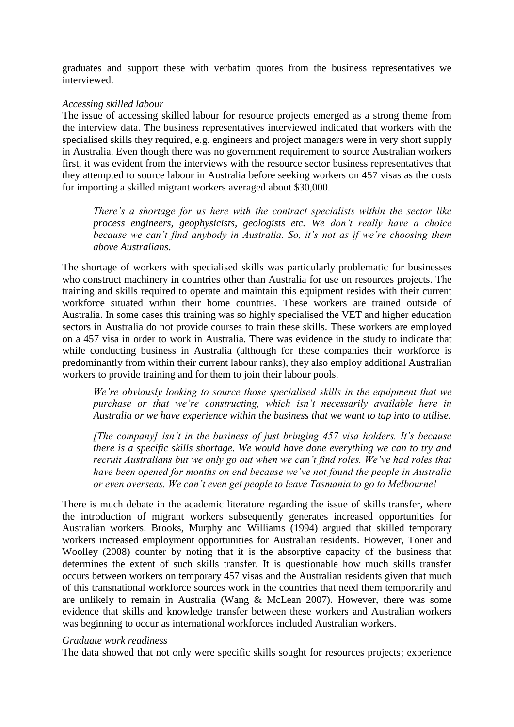graduates and support these with verbatim quotes from the business representatives we interviewed.

*Accessing skilled labour*

The issue of accessing skilled labour for resource projects emerged as a strong theme from the interview data. The business representatives interviewed indicated that workers with the specialised skills they required, e.g. engineers and project managers were in very short supply in Australia. Even though there was no government requirement to source Australian workers first, it was evident from the interviews with the resource sector business representatives that they attempted to source labour in Australia before seeking workers on 457 visas as the costs for importing a skilled migrant workers averaged about $30,000.

> *There's a shortage for us here with the contract specialists within the sector like process engineers, geophysicists, geologists etc. We don't really have a choice because we can't find anybody in Australia. So, it's not as if we're choosing them above Australians.*

The shortage of workers with specialised skills was particularly problematic for businesses who construct machinery in countries other than Australia for use on resources projects. The training and skills required to operate and maintain this equipment resides with their current workforce situated within their home countries. These workers are trained outside of Australia. In some cases this training was so highly specialised the VET and higher education sectors in Australia do not provide courses to train these skills. These workers are employed on a 457 visa in order to work in Australia. There was evidence in the study to indicate that while conducting business in Australia (although for these companies their workforce is predominantly from within their current labour ranks), they also employ additional Australian workers to provide training and for them to join their labour pools.

> *We're obviously looking to source those specialised skills in the equipment that we purchase or that we're constructing, which isn't necessarily available here in Australia or we have experience within the business that we want to tap into to utilise.*

> *[The company] isn't in the business of just bringing 457 visa holders. It's because there is a specific skills shortage. We would have done everything we can to try and recruit Australians but we only go out when we can't find roles. We've had roles that have been opened for months on end because we've not found the people in Australia or even overseas. We can't even get people to leave Tasmania to go to Melbourne!*

There is much debate in the academic literature regarding the issue of skills transfer, where the introduction of migrant workers subsequently generates increased opportunities for Australian workers. Brooks, Murphy and Williams (1994) argued that skilled temporary workers increased employment opportunities for Australian residents. However, Toner and Woolley (2008) counter by noting that it is the absorptive capacity of the business that determines the extent of such skills transfer. It is questionable how much skills transfer occurs between workers on temporary 457 visas and the Australian residents given that much of this transnational workforce sources work in the countries that need them temporarily and are unlikely to remain in Australia (Wang & McLean 2007). However, there was some evidence that skills and knowledge transfer between these workers and Australian workers was beginning to occur as international workforces included Australian workers.

*Graduate work readiness*

The data showed that not only were specific skills sought for resources projects; experience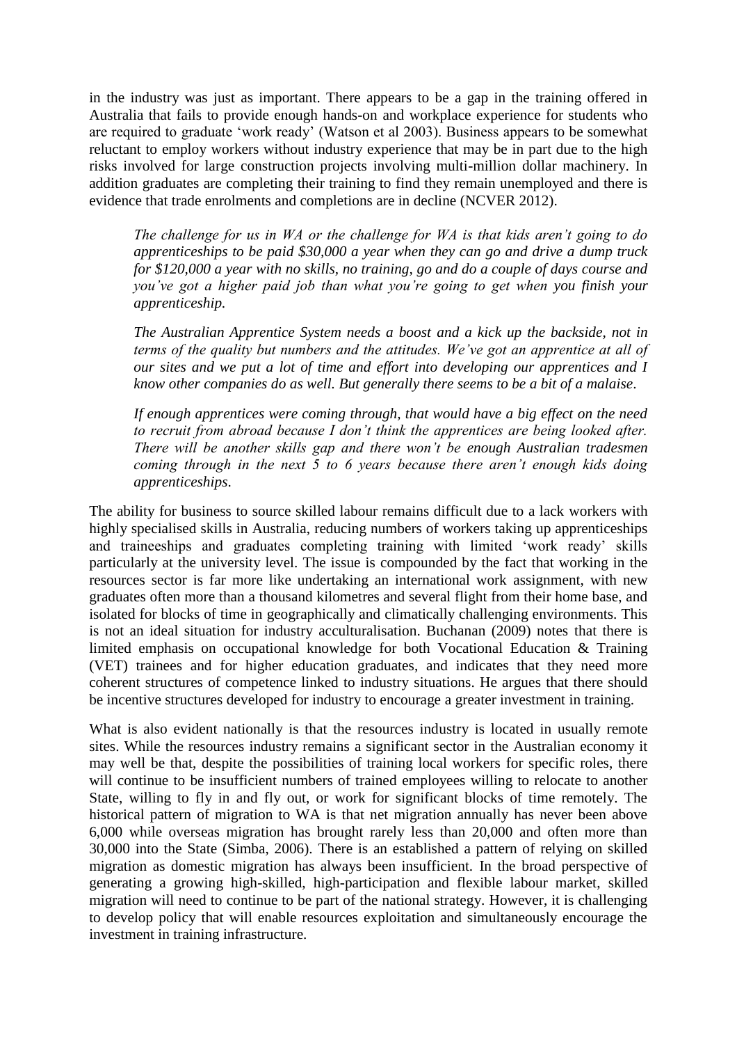in the industry was just as important. There appears to be a gap in the training offered in Australia that fails to provide enough hands-on and workplace experience for students who are required to graduate 'work ready' (Watson et al 2003). Business appears to be somewhat reluctant to employ workers without industry experience that may be in part due to the high risks involved for large construction projects involving multi-million dollar machinery. In addition graduates are completing their training to find they remain unemployed and there is evidence that trade enrolments and completions are in decline (NCVER 2012).

> *The challenge for us in WA or the challenge for WA is that kids aren't going to do apprenticeships to be paid $30,000 a year when they can go and drive a dump truck for $120,000 a year with no skills, no training, go and do a couple of days course and you've got a higher paid job than what you're going to get when you finish your apprenticeship.*
>
> *The Australian Apprentice System needs a boost and a kick up the backside, not in terms of the quality but numbers and the attitudes. We've got an apprentice at all of our sites and we put a lot of time and effort into developing our apprentices and I know other companies do as well. But generally there seems to be a bit of a malaise.*
>
> *If enough apprentices were coming through, that would have a big effect on the need to recruit from abroad because I don't think the apprentices are being looked after. There will be another skills gap and there won't be enough Australian tradesmen coming through in the next 5 to 6 years because there aren't enough kids doing apprenticeships.*

The ability for business to source skilled labour remains difficult due to a lack workers with highly specialised skills in Australia, reducing numbers of workers taking up apprenticeships and traineeships and graduates completing training with limited 'work ready' skills particularly at the university level. The issue is compounded by the fact that working in the resources sector is far more like undertaking an international work assignment, with new graduates often more than a thousand kilometres and several flight from their home base, and isolated for blocks of time in geographically and climatically challenging environments. This is not an ideal situation for industry acculturalisation. Buchanan (2009) notes that there is limited emphasis on occupational knowledge for both Vocational Education & Training (VET) trainees and for higher education graduates, and indicates that they need more coherent structures of competence linked to industry situations. He argues that there should be incentive structures developed for industry to encourage a greater investment in training.

What is also evident nationally is that the resources industry is located in usually remote sites. While the resources industry remains a significant sector in the Australian economy it may well be that, despite the possibilities of training local workers for specific roles, there will continue to be insufficient numbers of trained employees willing to relocate to another State, willing to fly in and fly out, or work for significant blocks of time remotely. The historical pattern of migration to WA is that net migration annually has never been above 6,000 while overseas migration has brought rarely less than 20,000 and often more than 30,000 into the State (Simba, 2006). There is an established a pattern of relying on skilled migration as domestic migration has always been insufficient. In the broad perspective of generating a growing high-skilled, high-participation and flexible labour market, skilled migration will need to continue to be part of the national strategy. However, it is challenging to develop policy that will enable resources exploitation and simultaneously encourage the investment in training infrastructure.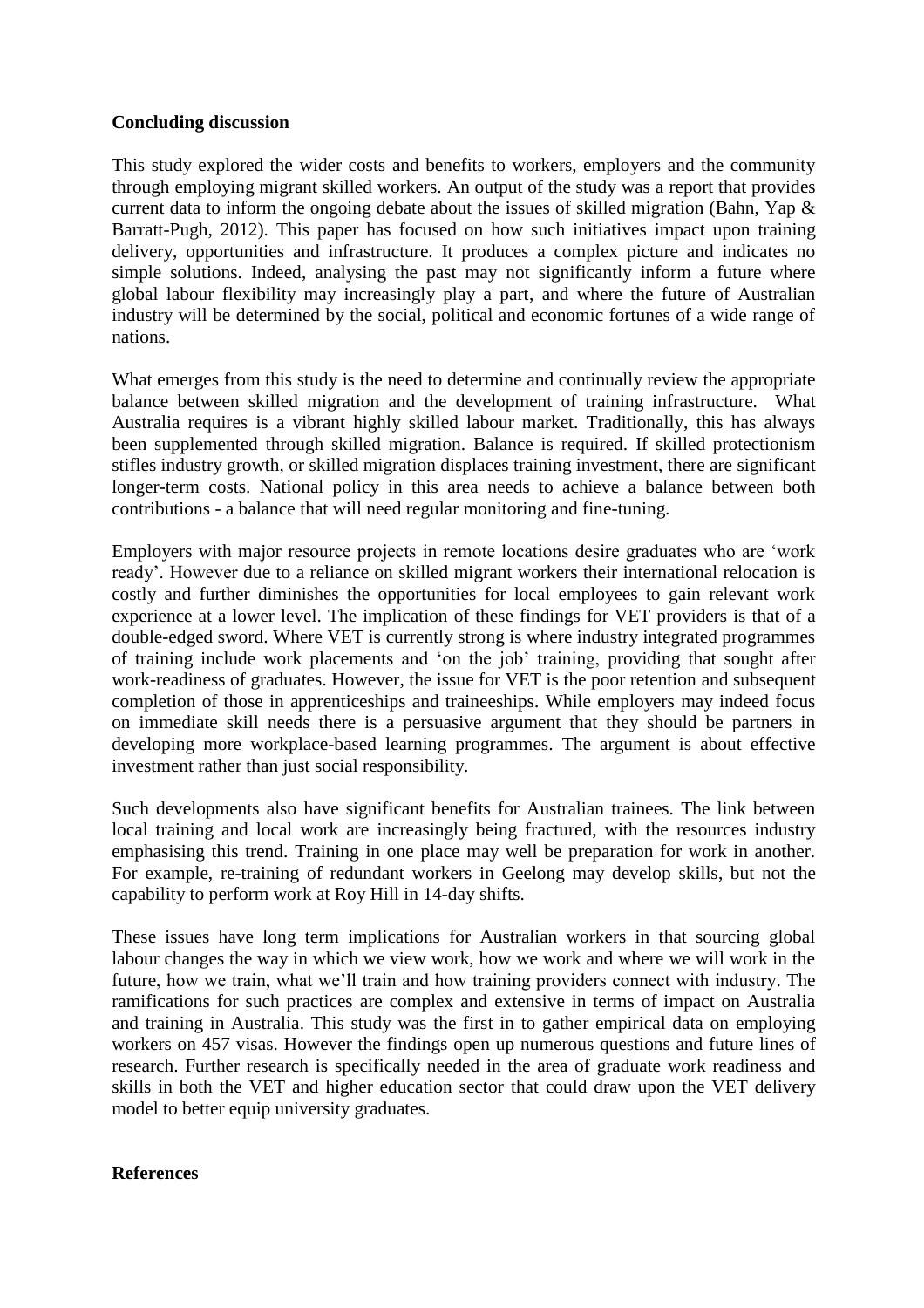**Concluding discussion**

This study explored the wider costs and benefits to workers, employers and the community through employing migrant skilled workers. An output of the study was a report that provides current data to inform the ongoing debate about the issues of skilled migration (Bahn, Yap & Barratt-Pugh, 2012). This paper has focused on how such initiatives impact upon training delivery, opportunities and infrastructure. It produces a complex picture and indicates no simple solutions. Indeed, analysing the past may not significantly inform a future where global labour flexibility may increasingly play a part, and where the future of Australian industry will be determined by the social, political and economic fortunes of a wide range of nations.

What emerges from this study is the need to determine and continually review the appropriate balance between skilled migration and the development of training infrastructure. What Australia requires is a vibrant highly skilled labour market. Traditionally, this has always been supplemented through skilled migration. Balance is required. If skilled protectionism stifles industry growth, or skilled migration displaces training investment, there are significant longer-term costs. National policy in this area needs to achieve a balance between both contributions - a balance that will need regular monitoring and fine-tuning.

Employers with major resource projects in remote locations desire graduates who are 'work ready'. However due to a reliance on skilled migrant workers their international relocation is costly and further diminishes the opportunities for local employees to gain relevant work experience at a lower level. The implication of these findings for VET providers is that of a double-edged sword. Where VET is currently strong is where industry integrated programmes of training include work placements and 'on the job' training, providing that sought after work-readiness of graduates. However, the issue for VET is the poor retention and subsequent completion of those in apprenticeships and traineeships. While employers may indeed focus on immediate skill needs there is a persuasive argument that they should be partners in developing more workplace-based learning programmes. The argument is about effective investment rather than just social responsibility.

Such developments also have significant benefits for Australian trainees. The link between local training and local work are increasingly being fractured, with the resources industry emphasising this trend. Training in one place may well be preparation for work in another. For example, re-training of redundant workers in Geelong may develop skills, but not the capability to perform work at Roy Hill in 14-day shifts.

These issues have long term implications for Australian workers in that sourcing global labour changes the way in which we view work, how we work and where we will work in the future, how we train, what we'll train and how training providers connect with industry. The ramifications for such practices are complex and extensive in terms of impact on Australia and training in Australia. This study was the first in to gather empirical data on employing workers on 457 visas. However the findings open up numerous questions and future lines of research. Further research is specifically needed in the area of graduate work readiness and skills in both the VET and higher education sector that could draw upon the VET delivery model to better equip university graduates.

**References**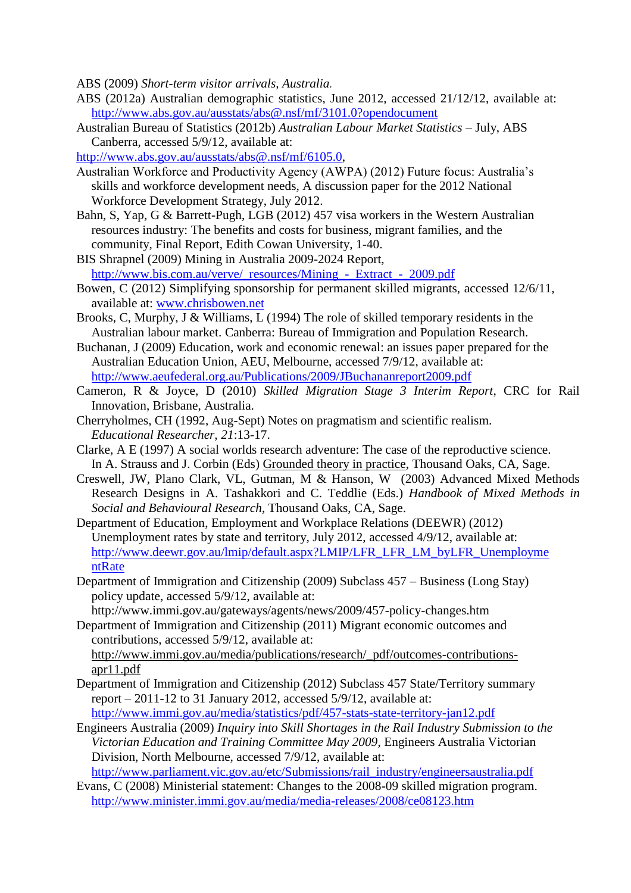ABS (2009) *Short-term visitor arrivals, Australia.*

ABS (2012a) Australian demographic statistics, June 2012, accessed 21/12/12, available at: http://www.abs.gov.au/ausstats/abs@.nsf/mf/3101.0?opendocument

Australian Bureau of Statistics (2012b) *Australian Labour Market Statistics* – July, ABS Canberra, accessed 5/9/12, available at: http://www.abs.gov.au/ausstats/abs@.nsf/mf/6105.0,

Australian Workforce and Productivity Agency (AWPA) (2012) Future focus: Australia's skills and workforce development needs, A discussion paper for the 2012 National Workforce Development Strategy, July 2012.

Bahn, S, Yap, G & Barrett-Pugh, LGB (2012) 457 visa workers in the Western Australian resources industry: The benefits and costs for business, migrant families, and the community, Final Report, Edith Cowan University, 1-40.

BIS Shrapnel (2009) Mining in Australia 2009-2024 Report, http://www.bis.com.au/verve/_resources/Mining_-_Extract_-_2009.pdf

Bowen, C (2012) Simplifying sponsorship for permanent skilled migrants, accessed 12/6/11, available at: www.chrisbowen.net

Brooks, C, Murphy, J & Williams, L (1994) The role of skilled temporary residents in the Australian labour market. Canberra: Bureau of Immigration and Population Research.

Buchanan, J (2009) Education, work and economic renewal: an issues paper prepared for the Australian Education Union, AEU, Melbourne, accessed 7/9/12, available at: http://www.aeufederal.org.au/Publications/2009/JBuchananreport2009.pdf

Cameron, R & Joyce, D (2010) *Skilled Migration Stage 3 Interim Report*, CRC for Rail Innovation, Brisbane, Australia.

Cherryholmes, CH (1992, Aug-Sept) Notes on pragmatism and scientific realism. *Educational Researcher, 21*:13-17.

Clarke, A E (1997) A social worlds research adventure: The case of the reproductive science. In A. Strauss and J. Corbin (Eds) Grounded theory in practice, Thousand Oaks, CA, Sage.

Creswell, JW, Plano Clark, VL, Gutman, M & Hanson, W (2003) Advanced Mixed Methods Research Designs in A. Tashakkori and C. Teddlie (Eds.) *Handbook of Mixed Methods in Social and Behavioural Research*, Thousand Oaks, CA, Sage.

Department of Education, Employment and Workplace Relations (DEEWR) (2012) Unemployment rates by state and territory, July 2012, accessed 4/9/12, available at: http://www.deewr.gov.au/lmip/default.aspx?LMIP/LFR_LFR_LM_byLFR_UnemploymentRate

Department of Immigration and Citizenship (2009) Subclass 457 – Business (Long Stay) policy update, accessed 5/9/12, available at: http://www.immi.gov.au/gateways/agents/news/2009/457-policy-changes.htm

Department of Immigration and Citizenship (2011) Migrant economic outcomes and contributions, accessed 5/9/12, available at: http://www.immi.gov.au/media/publications/research/_pdf/outcomes-contributions-apr11.pdf

Department of Immigration and Citizenship (2012) Subclass 457 State/Territory summary report – 2011-12 to 31 January 2012, accessed 5/9/12, available at: http://www.immi.gov.au/media/statistics/pdf/457-stats-state-territory-jan12.pdf

Engineers Australia (2009) *Inquiry into Skill Shortages in the Rail Industry Submission to the Victorian Education and Training Committee May 2009*, Engineers Australia Victorian Division, North Melbourne, accessed 7/9/12, available at: http://www.parliament.vic.gov.au/etc/Submissions/rail_industry/engineersaustralia.pdf

Evans, C (2008) Ministerial statement: Changes to the 2008-09 skilled migration program. http://www.minister.immi.gov.au/media/media-releases/2008/ce08123.htm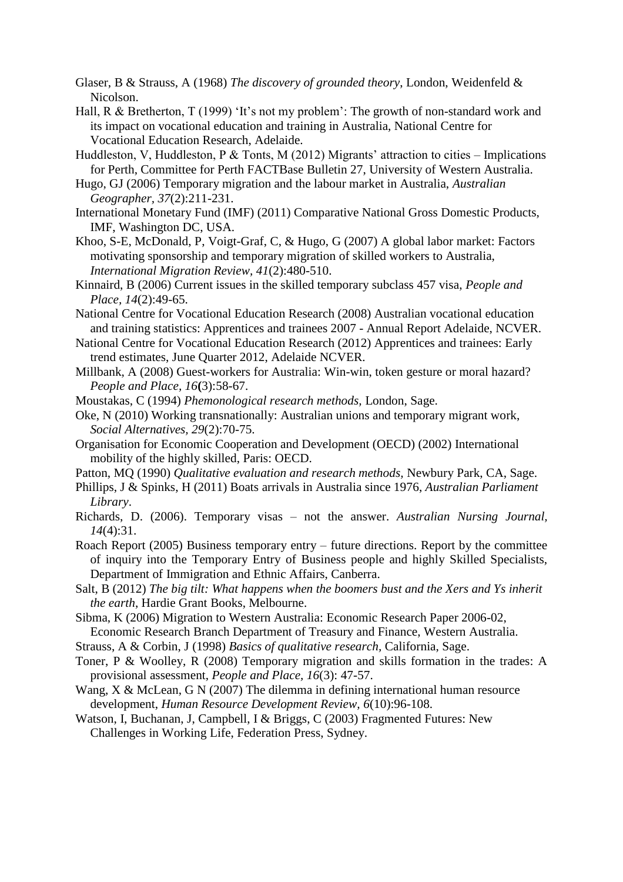Glaser, B & Strauss, A (1968) *The discovery of grounded theory*, London, Weidenfeld & Nicolson.

Hall, R & Bretherton, T (1999) 'It's not my problem': The growth of non-standard work and its impact on vocational education and training in Australia, National Centre for Vocational Education Research, Adelaide.

Huddleston, V, Huddleston, P & Tonts, M (2012) Migrants' attraction to cities – Implications for Perth, Committee for Perth FACTBase Bulletin 27, University of Western Australia.

Hugo, GJ (2006) Temporary migration and the labour market in Australia, *Australian Geographer, 37*(2):211-231.

International Monetary Fund (IMF) (2011) Comparative National Gross Domestic Products, IMF, Washington DC, USA.

Khoo, S-E, McDonald, P, Voigt-Graf, C, & Hugo, G (2007) A global labor market: Factors motivating sponsorship and temporary migration of skilled workers to Australia, *International Migration Review, 41*(2):480-510.

Kinnaird, B (2006) Current issues in the skilled temporary subclass 457 visa, *People and Place, 14*(2):49-65.

National Centre for Vocational Education Research (2008) Australian vocational education and training statistics: Apprentices and trainees 2007 - Annual Report Adelaide, NCVER.

National Centre for Vocational Education Research (2012) Apprentices and trainees: Early trend estimates, June Quarter 2012, Adelaide NCVER.

Millbank, A (2008) Guest-workers for Australia: Win-win, token gesture or moral hazard? *People and Place, 16***(**3):58-67.

Moustakas, C (1994) *Phemonological research methods*, London, Sage.

Oke, N (2010) Working transnationally: Australian unions and temporary migrant work, *Social Alternatives, 29*(2):70-75.

Organisation for Economic Cooperation and Development (OECD) (2002) International mobility of the highly skilled, Paris: OECD.

Patton, MQ (1990) *Qualitative evaluation and research methods*, Newbury Park, CA, Sage.

Phillips, J & Spinks, H (2011) Boats arrivals in Australia since 1976, *Australian Parliament Library*.

Richards, D. (2006). Temporary visas – not the answer. *Australian Nursing Journal, 14*(4):31.

Roach Report (2005) Business temporary entry – future directions. Report by the committee of inquiry into the Temporary Entry of Business people and highly Skilled Specialists, Department of Immigration and Ethnic Affairs, Canberra.

Salt, B (2012) *The big tilt: What happens when the boomers bust and the Xers and Ys inherit the earth*, Hardie Grant Books, Melbourne.

Sibma, K (2006) Migration to Western Australia: Economic Research Paper 2006-02, Economic Research Branch Department of Treasury and Finance, Western Australia.

Strauss, A & Corbin, J (1998) *Basics of qualitative research*, California, Sage.

Toner, P & Woolley, R (2008) Temporary migration and skills formation in the trades: A provisional assessment, *People and Place, 16*(3): 47-57.

Wang, X & McLean, G N (2007) The dilemma in defining international human resource development, *Human Resource Development Review, 6*(10):96-108.

Watson, I, Buchanan, J, Campbell, I & Briggs, C (2003) Fragmented Futures: New Challenges in Working Life, Federation Press, Sydney.